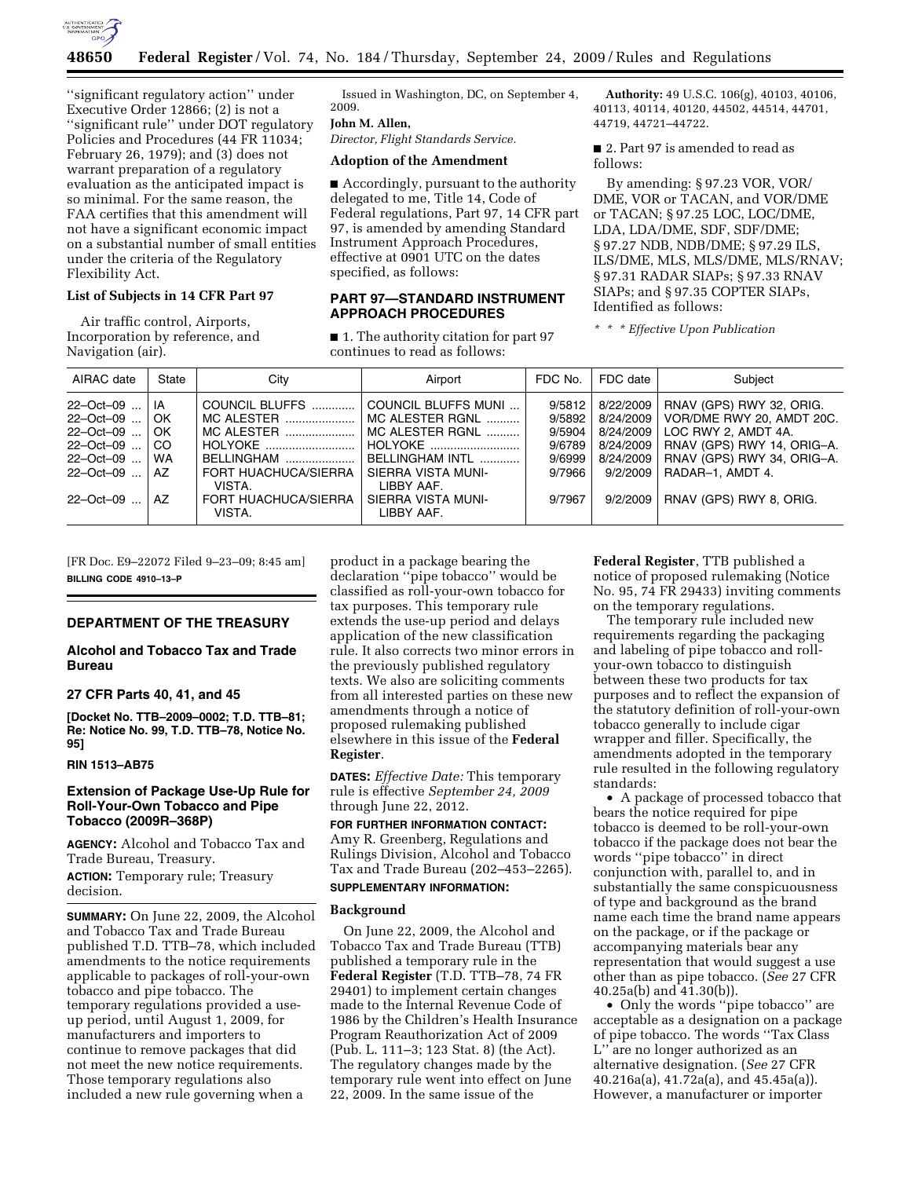"significant regulatory action" under Executive Order 12866; (2) is not a "significant rule" under DOT regulatory Policies and Procedures (44 FR 11034; February 26, 1979); and (3) does not warrant preparation of a regulatory evaluation as the anticipated impact is so minimal. For the same reason, the FAA certifies that this amendment will not have a significant economic impact on a substantial number of small entities under the criteria of the Regulatory Flexibility Act.

**List of Subjects in 14 CFR Part 97**

Air traffic control, Airports, Incorporation by reference, and Navigation (air).

Issued in Washington, DC, on September 4, 2009.

**John M. Allen,**

*Director, Flight Standards Service.*

**Adoption of the Amendment**

■ Accordingly, pursuant to the authority delegated to me, Title 14, Code of Federal regulations, Part 97, 14 CFR part 97, is amended by amending Standard Instrument Approach Procedures, effective at 0901 UTC on the dates specified, as follows:

## PART 97—STANDARD INSTRUMENT APPROACH PROCEDURES

■ 1. The authority citation for part 97 continues to read as follows:

**Authority:** 49 U.S.C. 106(g), 40103, 40106, 40113, 40114, 40120, 44502, 44514, 44701, 44719, 44721–44722.

■ 2. Part 97 is amended to read as follows:

By amending: § 97.23 VOR, VOR/DME, VOR or TACAN, and VOR/DME or TACAN; § 97.25 LOC, LOC/DME, LDA, LDA/DME, SDF, SDF/DME; § 97.27 NDB, NDB/DME; § 97.29 ILS, ILS/DME, MLS, MLS/DME, MLS/RNAV; § 97.31 RADAR SIAPs; § 97.33 RNAV SIAPs; and § 97.35 COPTER SIAPs, Identified as follows:

*\* \* \* Effective Upon Publication*

| AIRAC date | State | City | Airport | FDC No. | FDC date | Subject |
|---|---|---|---|---|---|---|
| 22–Oct–09 | IA | COUNCIL BLUFFS | COUNCIL BLUFFS MUNI | 9/5812 | 8/22/2009 | RNAV (GPS) RWY 32, ORIG. |
| 22–Oct–09 | OK | MC ALESTER | MC ALESTER RGNL | 9/5892 | 8/24/2009 | VOR/DME RWY 20, AMDT 20C. |
| 22–Oct–09 | OK | MC ALESTER | MC ALESTER RGNL | 9/5904 | 8/24/2009 | LOC RWY 2, AMDT 4A. |
| 22–Oct–09 | CO | HOLYOKE | HOLYOKE | 9/6789 | 8/24/2009 | RNAV (GPS) RWY 14, ORIG–A. |
| 22–Oct–09 | WA | BELLINGHAM | BELLINGHAM INTL | 9/6999 | 8/24/2009 | RNAV (GPS) RWY 34, ORIG–A. |
| 22–Oct–09 | AZ | FORT HUACHUCA/SIERRA VISTA. | SIERRA VISTA MUNI-LIBBY AAF. | 9/7966 | 9/2/2009 | RADAR–1, AMDT 4. |
| 22–Oct–09 | AZ | FORT HUACHUCA/SIERRA VISTA. | SIERRA VISTA MUNI-LIBBY AAF. | 9/7967 | 9/2/2009 | RNAV (GPS) RWY 8, ORIG. |

[FR Doc. E9–22072 Filed 9–23–09; 8:45 am]

**BILLING CODE 4910–13–P**

## DEPARTMENT OF THE TREASURY

### Alcohol and Tobacco Tax and Trade Bureau

### 27 CFR Parts 40, 41, and 45

**[Docket No. TTB–2009–0002; T.D. TTB–81; Re: Notice No. 99, T.D. TTB–78, Notice No. 95]**

**RIN 1513–AB75**

### Extension of Package Use-Up Rule for Roll-Your-Own Tobacco and Pipe Tobacco (2009R–368P)

**AGENCY:** Alcohol and Tobacco Tax and Trade Bureau, Treasury.

**ACTION:** Temporary rule; Treasury decision.

**SUMMARY:** On June 22, 2009, the Alcohol and Tobacco Tax and Trade Bureau published T.D. TTB–78, which included amendments to the notice requirements applicable to packages of roll-your-own tobacco and pipe tobacco. The temporary regulations provided a use-up period, until August 1, 2009, for manufacturers and importers to continue to remove packages that did not meet the new notice requirements. Those temporary regulations also included a new rule governing when a product in a package bearing the declaration "pipe tobacco" would be classified as roll-your-own tobacco for tax purposes. This temporary rule extends the use-up period and delays application of the new classification rule. It also corrects two minor errors in the previously published regulatory texts. We also are soliciting comments from all interested parties on these new amendments through a notice of proposed rulemaking published elsewhere in this issue of the **Federal Register**.

**DATES:** *Effective Date:* This temporary rule is effective *September 24, 2009* through June 22, 2012.

**FOR FURTHER INFORMATION CONTACT:** Amy R. Greenberg, Regulations and Rulings Division, Alcohol and Tobacco Tax and Trade Bureau (202–453–2265).

**SUPPLEMENTARY INFORMATION:**

**Background**

On June 22, 2009, the Alcohol and Tobacco Tax and Trade Bureau (TTB) published a temporary rule in the **Federal Register** (T.D. TTB–78, 74 FR 29401) to implement certain changes made to the Internal Revenue Code of 1986 by the Children's Health Insurance Program Reauthorization Act of 2009 (Pub. L. 111–3; 123 Stat. 8) (the Act). The regulatory changes made by the temporary rule went into effect on June 22, 2009. In the same issue of the **Federal Register**, TTB published a notice of proposed rulemaking (Notice No. 95, 74 FR 29433) inviting comments on the temporary regulations.

The temporary rule included new requirements regarding the packaging and labeling of pipe tobacco and roll-your-own tobacco to distinguish between these two products for tax purposes and to reflect the expansion of the statutory definition of roll-your-own tobacco generally to include cigar wrapper and filler. Specifically, the amendments adopted in the temporary rule resulted in the following regulatory standards:

- A package of processed tobacco that bears the notice required for pipe tobacco is deemed to be roll-your-own tobacco if the package does not bear the words "pipe tobacco" in direct conjunction with, parallel to, and in substantially the same conspicuousness of type and background as the brand name each time the brand name appears on the package, or if the package or accompanying materials bear any representation that would suggest a use other than as pipe tobacco. (*See* 27 CFR 40.25a(b) and 41.30(b)).
- Only the words "pipe tobacco" are acceptable as a designation on a package of pipe tobacco. The words "Tax Class L" are no longer authorized as an alternative designation. (*See* 27 CFR 40.216a(a), 41.72a(a), and 45.45a(a)). However, a manufacturer or importer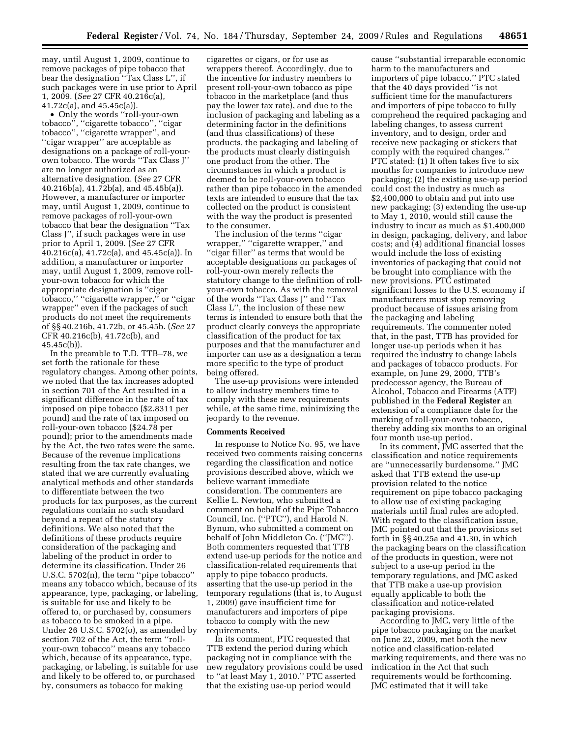may, until August 1, 2009, continue to remove packages of pipe tobacco that bear the designation ''Tax Class L'', if such packages were in use prior to April 1, 2009. (*See* 27 CFR 40.216c(a), 41.72c(a), and 45.45c(a)).

- Only the words ''roll-your-own tobacco'', ''cigarette tobacco'', ''cigar tobacco'', ''cigarette wrapper'', and ''cigar wrapper'' are acceptable as designations on a package of roll-your-own tobacco. The words ''Tax Class J'' are no longer authorized as an alternative designation. (*See* 27 CFR 40.216b(a), 41.72b(a), and 45.45b(a)). However, a manufacturer or importer may, until August 1, 2009, continue to remove packages of roll-your-own tobacco that bear the designation ''Tax Class J'', if such packages were in use prior to April 1, 2009. (*See* 27 CFR 40.216c(a), 41.72c(a), and 45.45c(a)). In addition, a manufacturer or importer may, until August 1, 2009, remove roll-your-own tobacco for which the appropriate designation is ''cigar tobacco,'' ''cigarette wrapper,'' or ''cigar wrapper'' even if the packages of such products do not meet the requirements of §§ 40.216b, 41.72b, or 45.45b. (*See* 27 CFR 40.216c(b), 41.72c(b), and 45.45c(b)).

In the preamble to T.D. TTB–78, we set forth the rationale for these regulatory changes. Among other points, we noted that the tax increases adopted in section 701 of the Act resulted in a significant difference in the rate of tax imposed on pipe tobacco ($2.8311 per pound) and the rate of tax imposed on roll-your-own tobacco ($24.78 per pound); prior to the amendments made by the Act, the two rates were the same. Because of the revenue implications resulting from the tax rate changes, we stated that we are currently evaluating analytical methods and other standards to differentiate between the two products for tax purposes, as the current regulations contain no such standard beyond a repeat of the statutory definitions. We also noted that the definitions of these products require consideration of the packaging and labeling of the product in order to determine its classification. Under 26 U.S.C. 5702(n), the term ''pipe tobacco'' means any tobacco which, because of its appearance, type, packaging, or labeling, is suitable for use and likely to be offered to, or purchased by, consumers as tobacco to be smoked in a pipe. Under 26 U.S.C. 5702(o), as amended by section 702 of the Act, the term ''roll-your-own tobacco'' means any tobacco which, because of its appearance, type, packaging, or labeling, is suitable for use and likely to be offered to, or purchased by, consumers as tobacco for making cigarettes or cigars, or for use as wrappers thereof. Accordingly, due to the incentive for industry members to present roll-your-own tobacco as pipe tobacco in the marketplace (and thus pay the lower tax rate), and due to the inclusion of packaging and labeling as a determining factor in the definitions (and thus classifications) of these products, the packaging and labeling of the products must clearly distinguish one product from the other. The circumstances in which a product is deemed to be roll-your-own tobacco rather than pipe tobacco in the amended texts are intended to ensure that the tax collected on the product is consistent with the way the product is presented to the consumer.

The inclusion of the terms ''cigar wrapper,'' ''cigarette wrapper,'' and ''cigar filler'' as terms that would be acceptable designations on packages of roll-your-own merely reflects the statutory change to the definition of roll-your-own tobacco. As with the removal of the words ''Tax Class J'' and ''Tax Class L'', the inclusion of these new terms is intended to ensure both that the product clearly conveys the appropriate classification of the product for tax purposes and that the manufacturer and importer can use as a designation a term more specific to the type of product being offered.

The use-up provisions were intended to allow industry members time to comply with these new requirements while, at the same time, minimizing the jeopardy to the revenue.

## Comments Received

In response to Notice No. 95, we have received two comments raising concerns regarding the classification and notice provisions described above, which we believe warrant immediate consideration. The commenters are Kellie L. Newton, who submitted a comment on behalf of the Pipe Tobacco Council, Inc. (''PTC''), and Harold N. Bynum, who submitted a comment on behalf of John Middleton Co. (''JMC''). Both commenters requested that TTB extend use-up periods for the notice and classification-related requirements that apply to pipe tobacco products, asserting that the use-up period in the temporary regulations (that is, to August 1, 2009) gave insufficient time for manufacturers and importers of pipe tobacco to comply with the new requirements.

In its comment, PTC requested that TTB extend the period during which packaging not in compliance with the new regulatory provisions could be used to ''at least May 1, 2010.'' PTC asserted that the existing use-up period would cause ''substantial irreparable economic harm to the manufacturers and importers of pipe tobacco.'' PTC stated that the 40 days provided ''is not sufficient time for the manufacturers and importers of pipe tobacco to fully comprehend the required packaging and labeling changes, to assess current inventory, and to design, order and receive new packaging or stickers that comply with the required changes.'' PTC stated: (1) It often takes five to six months for companies to introduce new packaging; (2) the existing use-up period could cost the industry as much as $2,400,000 to obtain and put into use new packaging; (3) extending the use-up to May 1, 2010, would still cause the industry to incur as much as $1,400,000 in design, packaging, delivery, and labor costs; and (4) additional financial losses would include the loss of existing inventories of packaging that could not be brought into compliance with the new provisions. PTC estimated significant losses to the U.S. economy if manufacturers must stop removing product because of issues arising from the packaging and labeling requirements. The commenter noted that, in the past, TTB has provided for longer use-up periods when it has required the industry to change labels and packages of tobacco products. For example, on June 29, 2000, TTB's predecessor agency, the Bureau of Alcohol, Tobacco and Firearms (ATF) published in the **Federal Register** an extension of a compliance date for the marking of roll-your-own tobacco, thereby adding six months to an original four month use-up period.

In its comment, JMC asserted that the classification and notice requirements are ''unnecessarily burdensome.'' JMC asked that TTB extend the use-up provision related to the notice requirement on pipe tobacco packaging to allow use of existing packaging materials until final rules are adopted. With regard to the classification issue, JMC pointed out that the provisions set forth in §§ 40.25a and 41.30, in which the packaging bears on the classification of the products in question, were not subject to a use-up period in the temporary regulations, and JMC asked that TTB make a use-up provision equally applicable to both the classification and notice-related packaging provisions.

According to JMC, very little of the pipe tobacco packaging on the market on June 22, 2009, met both the new notice and classification-related marking requirements, and there was no indication in the Act that such requirements would be forthcoming. JMC estimated that it will take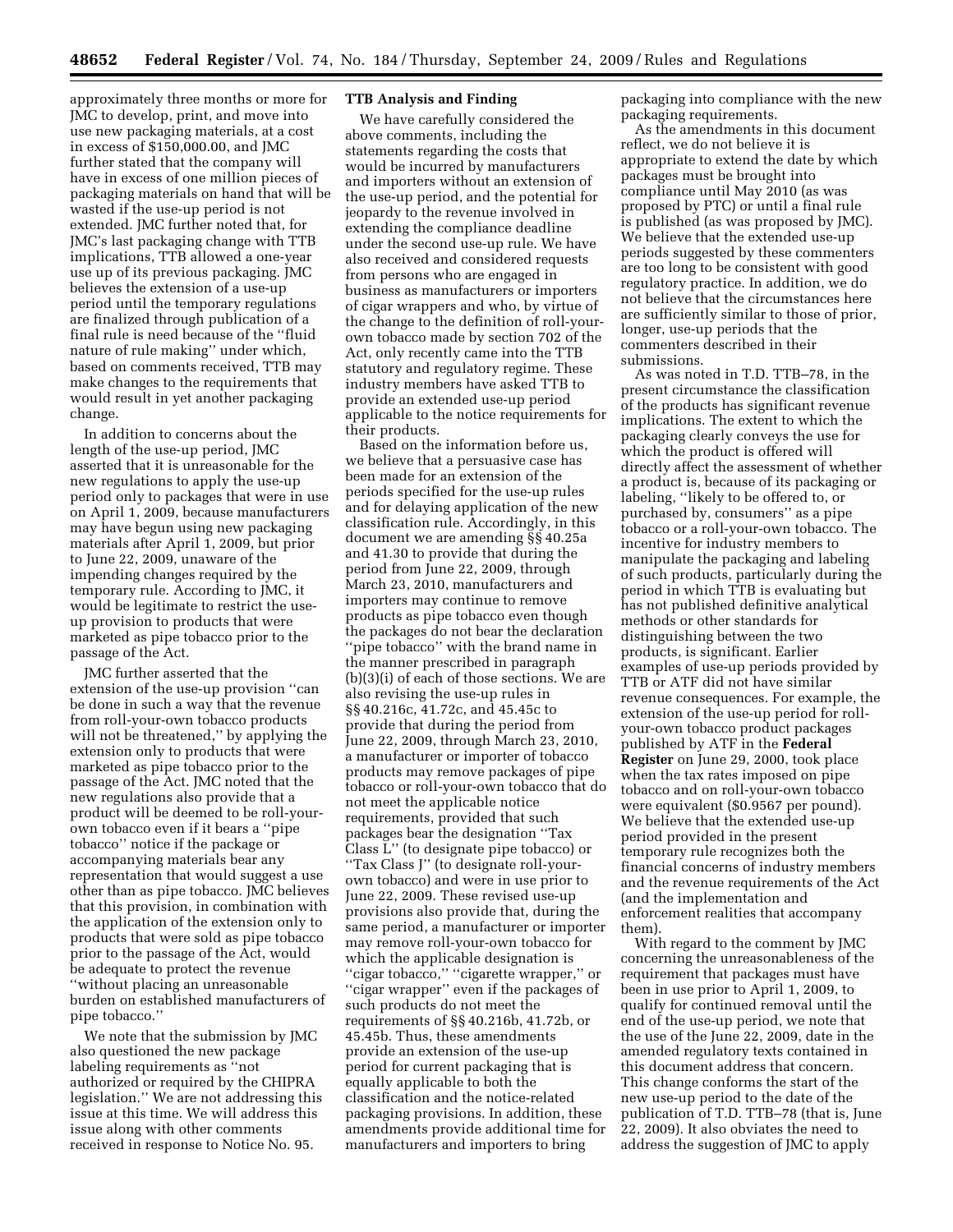approximately three months or more for JMC to develop, print, and move into use new packaging materials, at a cost in excess of $150,000.00, and JMC further stated that the company will have in excess of one million pieces of packaging materials on hand that will be wasted if the use-up period is not extended. JMC further noted that, for JMC's last packaging change with TTB implications, TTB allowed a one-year use up of its previous packaging. JMC believes the extension of a use-up period until the temporary regulations are finalized through publication of a final rule is need because of the "fluid nature of rule making" under which, based on comments received, TTB may make changes to the requirements that would result in yet another packaging change.

In addition to concerns about the length of the use-up period, JMC asserted that it is unreasonable for the new regulations to apply the use-up period only to packages that were in use on April 1, 2009, because manufacturers may have begun using new packaging materials after April 1, 2009, but prior to June 22, 2009, unaware of the impending changes required by the temporary rule. According to JMC, it would be legitimate to restrict the use-up provision to products that were marketed as pipe tobacco prior to the passage of the Act.

JMC further asserted that the extension of the use-up provision "can be done in such a way that the revenue from roll-your-own tobacco products will not be threatened," by applying the extension only to products that were marketed as pipe tobacco prior to the passage of the Act. JMC noted that the new regulations also provide that a product will be deemed to be roll-your-own tobacco even if it bears a "pipe tobacco" notice if the package or accompanying materials bear any representation that would suggest a use other than as pipe tobacco. JMC believes that this provision, in combination with the application of the extension only to products that were sold as pipe tobacco prior to the passage of the Act, would be adequate to protect the revenue "without placing an unreasonable burden on established manufacturers of pipe tobacco."

We note that the submission by JMC also questioned the new package labeling requirements as "not authorized or required by the CHIPRA legislation." We are not addressing this issue at this time. We will address this issue along with other comments received in response to Notice No. 95.

### TTB Analysis and Finding

We have carefully considered the above comments, including the statements regarding the costs that would be incurred by manufacturers and importers without an extension of the use-up period, and the potential for jeopardy to the revenue involved in extending the compliance deadline under the second use-up rule. We have also received and considered requests from persons who are engaged in business as manufacturers or importers of cigar wrappers and who, by virtue of the change to the definition of roll-your-own tobacco made by section 702 of the Act, only recently came into the TTB statutory and regulatory regime. These industry members have asked TTB to provide an extended use-up period applicable to the notice requirements for their products.

Based on the information before us, we believe that a persuasive case has been made for an extension of the periods specified for the use-up rules and for delaying application of the new classification rule. Accordingly, in this document we are amending §§ 40.25a and 41.30 to provide that during the period from June 22, 2009, through March 23, 2010, manufacturers and importers may continue to remove products as pipe tobacco even though the packages do not bear the declaration "pipe tobacco" with the brand name in the manner prescribed in paragraph (b)(3)(i) of each of those sections. We are also revising the use-up rules in §§ 40.216c, 41.72c, and 45.45c to provide that during the period from June 22, 2009, through March 23, 2010, a manufacturer or importer of tobacco products may remove packages of pipe tobacco or roll-your-own tobacco that do not meet the applicable notice requirements, provided that such packages bear the designation "Tax Class L" (to designate pipe tobacco) or "Tax Class J" (to designate roll-your-own tobacco) and were in use prior to June 22, 2009. These revised use-up provisions also provide that, during the same period, a manufacturer or importer may remove roll-your-own tobacco for which the applicable designation is "cigar tobacco," "cigarette wrapper," or "cigar wrapper" even if the packages of such products do not meet the requirements of §§ 40.216b, 41.72b, or 45.45b. Thus, these amendments provide an extension of the use-up period for current packaging that is equally applicable to both the classification and the notice-related packaging provisions. In addition, these amendments provide additional time for manufacturers and importers to bring packaging into compliance with the new packaging requirements.

As the amendments in this document reflect, we do not believe it is appropriate to extend the date by which packages must be brought into compliance until May 2010 (as was proposed by PTC) or until a final rule is published (as was proposed by JMC). We believe that the extended use-up periods suggested by these commenters are too long to be consistent with good regulatory practice. In addition, we do not believe that the circumstances here are sufficiently similar to those of prior, longer, use-up periods that the commenters described in their submissions.

As was noted in T.D. TTB–78, in the present circumstance the classification of the products has significant revenue implications. The extent to which the packaging clearly conveys the use for which the product is offered will directly affect the assessment of whether a product is, because of its packaging or labeling, "likely to be offered to, or purchased by, consumers" as a pipe tobacco or a roll-your-own tobacco. The incentive for industry members to manipulate the packaging and labeling of such products, particularly during the period in which TTB is evaluating but has not published definitive analytical methods or other standards for distinguishing between the two products, is significant. Earlier examples of use-up periods provided by TTB or ATF did not have similar revenue consequences. For example, the extension of the use-up period for roll-your-own tobacco product packages published by ATF in the **Federal Register** on June 29, 2000, took place when the tax rates imposed on pipe tobacco and on roll-your-own tobacco were equivalent ($0.9567 per pound). We believe that the extended use-up period provided in the present temporary rule recognizes both the financial concerns of industry members and the revenue requirements of the Act (and the implementation and enforcement realities that accompany them).

With regard to the comment by JMC concerning the unreasonableness of the requirement that packages must have been in use prior to April 1, 2009, to qualify for continued removal until the end of the use-up period, we note that the use of the June 22, 2009, date in the amended regulatory texts contained in this document address that concern. This change conforms the start of the new use-up period to the date of the publication of T.D. TTB–78 (that is, June 22, 2009). It also obviates the need to address the suggestion of JMC to apply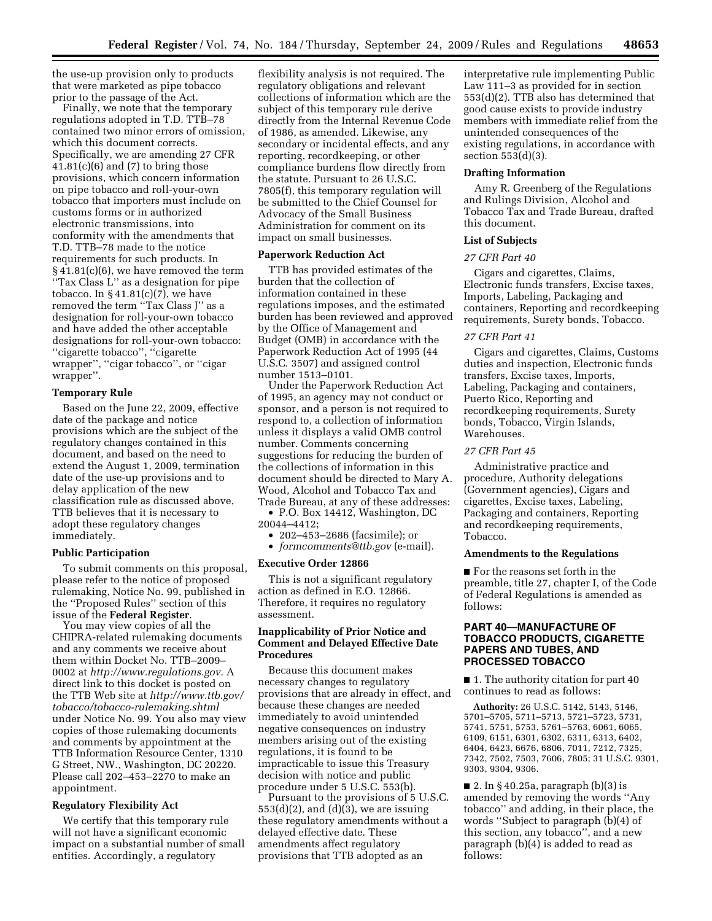the use-up provision only to products that were marketed as pipe tobacco prior to the passage of the Act.

Finally, we note that the temporary regulations adopted in T.D. TTB–78 contained two minor errors of omission, which this document corrects. Specifically, we are amending 27 CFR 41.81(c)(6) and (7) to bring those provisions, which concern information on pipe tobacco and roll-your-own tobacco that importers must include on customs forms or in authorized electronic transmissions, into conformity with the amendments that T.D. TTB–78 made to the notice requirements for such products. In § 41.81(c)(6), we have removed the term ''Tax Class L'' as a designation for pipe tobacco. In § 41.81(c)(7), we have removed the term ''Tax Class J'' as a designation for roll-your-own tobacco and have added the other acceptable designations for roll-your-own tobacco: ''cigarette tobacco'', ''cigarette wrapper'', ''cigar tobacco'', or ''cigar wrapper''.

**Temporary Rule**

Based on the June 22, 2009, effective date of the package and notice provisions which are the subject of the regulatory changes contained in this document, and based on the need to extend the August 1, 2009, termination date of the use-up provisions and to delay application of the new classification rule as discussed above, TTB believes that it is necessary to adopt these regulatory changes immediately.

**Public Participation**

To submit comments on this proposal, please refer to the notice of proposed rulemaking, Notice No. 99, published in the ''Proposed Rules'' section of this issue of the **Federal Register**.

You may view copies of all the CHIPRA-related rulemaking documents and any comments we receive about them within Docket No. TTB–2009–0002 at *http://www.regulations.gov.* A direct link to this docket is posted on the TTB Web site at *http://www.ttb.gov/tobacco/tobacco-rulemaking.shtml* under Notice No. 99. You also may view copies of those rulemaking documents and comments by appointment at the TTB Information Resource Center, 1310 G Street, NW., Washington, DC 20220. Please call 202–453–2270 to make an appointment.

**Regulatory Flexibility Act**

We certify that this temporary rule will not have a significant economic impact on a substantial number of small entities. Accordingly, a regulatory flexibility analysis is not required. The regulatory obligations and relevant collections of information which are the subject of this temporary rule derive directly from the Internal Revenue Code of 1986, as amended. Likewise, any secondary or incidental effects, and any reporting, recordkeeping, or other compliance burdens flow directly from the statute. Pursuant to 26 U.S.C. 7805(f), this temporary regulation will be submitted to the Chief Counsel for Advocacy of the Small Business Administration for comment on its impact on small businesses.

**Paperwork Reduction Act**

TTB has provided estimates of the burden that the collection of information contained in these regulations imposes, and the estimated burden has been reviewed and approved by the Office of Management and Budget (OMB) in accordance with the Paperwork Reduction Act of 1995 (44 U.S.C. 3507) and assigned control number 1513–0101.

Under the Paperwork Reduction Act of 1995, an agency may not conduct or sponsor, and a person is not required to respond to, a collection of information unless it displays a valid OMB control number. Comments concerning suggestions for reducing the burden of the collections of information in this document should be directed to Mary A. Wood, Alcohol and Tobacco Tax and Trade Bureau, at any of these addresses:

- P.O. Box 14412, Washington, DC 20044–4412;
- 202–453–2686 (facsimile); or
- *formcomments@ttb.gov* (e-mail).

**Executive Order 12866**

This is not a significant regulatory action as defined in E.O. 12866. Therefore, it requires no regulatory assessment.

**Inapplicability of Prior Notice and Comment and Delayed Effective Date Procedures**

Because this document makes necessary changes to regulatory provisions that are already in effect, and because these changes are needed immediately to avoid unintended negative consequences on industry members arising out of the existing regulations, it is found to be impracticable to issue this Treasury decision with notice and public procedure under 5 U.S.C. 553(b).

Pursuant to the provisions of 5 U.S.C. 553(d)(2), and (d)(3), we are issuing these regulatory amendments without a delayed effective date. These amendments affect regulatory provisions that TTB adopted as an interpretative rule implementing Public Law 111–3 as provided for in section 553(d)(2). TTB also has determined that good cause exists to provide industry members with immediate relief from the unintended consequences of the existing regulations, in accordance with section 553(d)(3).

**Drafting Information**

Amy R. Greenberg of the Regulations and Rulings Division, Alcohol and Tobacco Tax and Trade Bureau, drafted this document.

**List of Subjects**

*27 CFR Part 40*

Cigars and cigarettes, Claims, Electronic funds transfers, Excise taxes, Imports, Labeling, Packaging and containers, Reporting and recordkeeping requirements, Surety bonds, Tobacco.

*27 CFR Part 41*

Cigars and cigarettes, Claims, Customs duties and inspection, Electronic funds transfers, Excise taxes, Imports, Labeling, Packaging and containers, Puerto Rico, Reporting and recordkeeping requirements, Surety bonds, Tobacco, Virgin Islands, Warehouses.

*27 CFR Part 45*

Administrative practice and procedure, Authority delegations (Government agencies), Cigars and cigarettes, Excise taxes, Labeling, Packaging and containers, Reporting and recordkeeping requirements, Tobacco.

**Amendments to the Regulations**

■ For the reasons set forth in the preamble, title 27, chapter I, of the Code of Federal Regulations is amended as follows:

**PART 40—MANUFACTURE OF TOBACCO PRODUCTS, CIGARETTE PAPERS AND TUBES, AND PROCESSED TOBACCO**

■ 1. The authority citation for part 40 continues to read as follows:

**Authority:** 26 U.S.C. 5142, 5143, 5146, 5701–5705, 5711–5713, 5721–5723, 5731, 5741, 5751, 5753, 5761–5763, 6061, 6065, 6109, 6151, 6301, 6302, 6311, 6313, 6402, 6404, 6423, 6676, 6806, 7011, 7212, 7325, 7342, 7502, 7503, 7606, 7805; 31 U.S.C. 9301, 9303, 9304, 9306.

■ 2. In § 40.25a, paragraph (b)(3) is amended by removing the words ''Any tobacco'' and adding, in their place, the words ''Subject to paragraph (b)(4) of this section, any tobacco'', and a new paragraph (b)(4) is added to read as follows: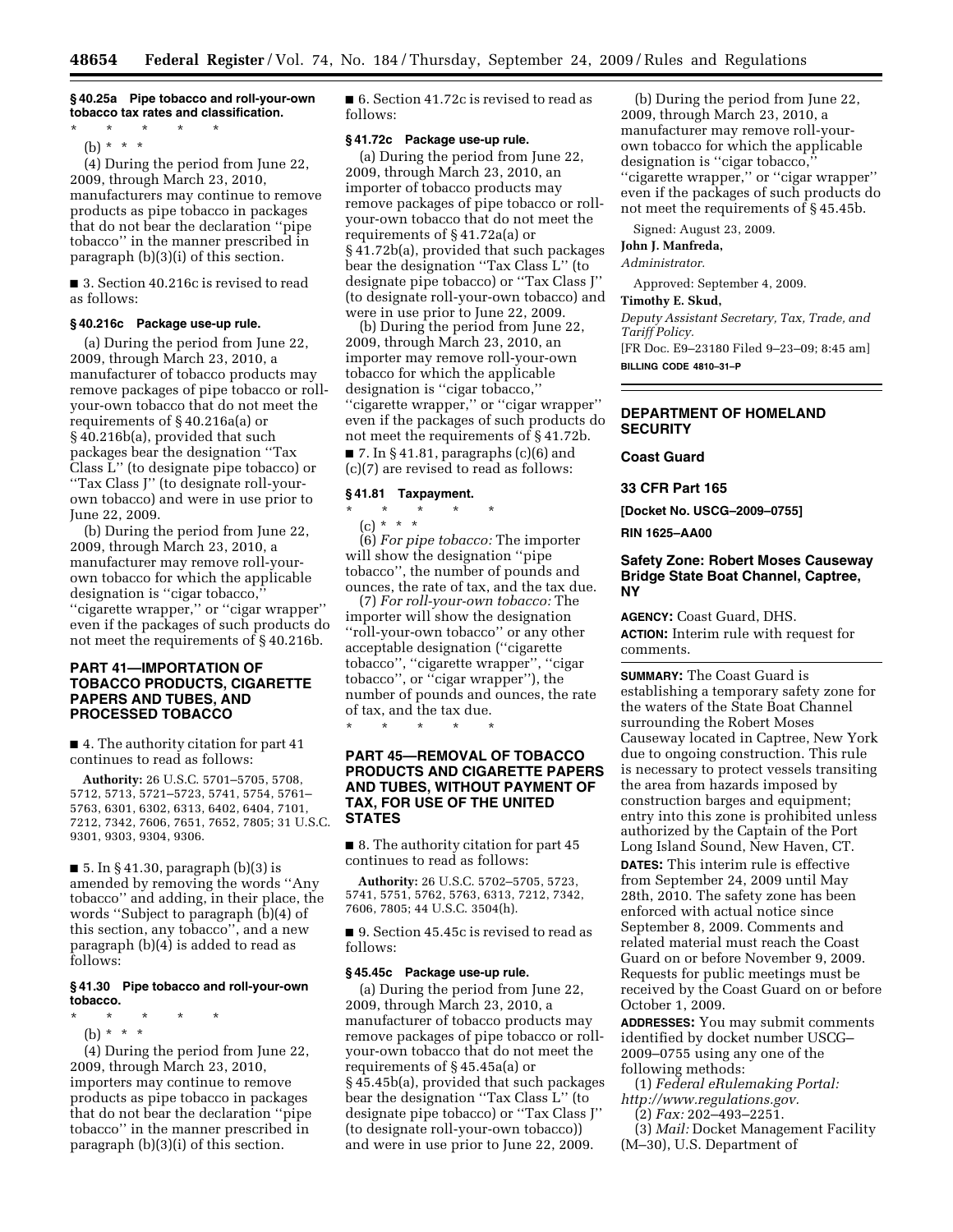**§ 40.25a Pipe tobacco and roll-your-own tobacco tax rates and classification.**

\* \* \* \* \*

(b) \* \* \*

(4) During the period from June 22, 2009, through March 23, 2010, manufacturers may continue to remove products as pipe tobacco in packages that do not bear the declaration ''pipe tobacco'' in the manner prescribed in paragraph (b)(3)(i) of this section.

■ 3. Section 40.216c is revised to read as follows:

**§ 40.216c Package use-up rule.**

(a) During the period from June 22, 2009, through March 23, 2010, a manufacturer of tobacco products may remove packages of pipe tobacco or roll-your-own tobacco that do not meet the requirements of § 40.216a(a) or § 40.216b(a), provided that such packages bear the designation ''Tax Class L'' (to designate pipe tobacco) or ''Tax Class J'' (to designate roll-your-own tobacco) and were in use prior to June 22, 2009.

(b) During the period from June 22, 2009, through March 23, 2010, a manufacturer may remove roll-your-own tobacco for which the applicable designation is ''cigar tobacco,'' ''cigarette wrapper,'' or ''cigar wrapper'' even if the packages of such products do not meet the requirements of § 40.216b.

## PART 41—IMPORTATION OF TOBACCO PRODUCTS, CIGARETTE PAPERS AND TUBES, AND PROCESSED TOBACCO

■ 4. The authority citation for part 41 continues to read as follows:

**Authority:** 26 U.S.C. 5701–5705, 5708, 5712, 5713, 5721–5723, 5741, 5754, 5761–5763, 6301, 6302, 6313, 6402, 6404, 7101, 7212, 7342, 7606, 7651, 7652, 7805; 31 U.S.C. 9301, 9303, 9304, 9306.

■ 5. In § 41.30, paragraph (b)(3) is amended by removing the words ''Any tobacco'' and adding, in their place, the words ''Subject to paragraph (b)(4) of this section, any tobacco'', and a new paragraph (b)(4) is added to read as follows:

**§ 41.30 Pipe tobacco and roll-your-own tobacco.**

\* \* \* \* \*

(b) \* \* \*

(4) During the period from June 22, 2009, through March 23, 2010, importers may continue to remove products as pipe tobacco in packages that do not bear the declaration ''pipe tobacco'' in the manner prescribed in paragraph (b)(3)(i) of this section.

■ 6. Section 41.72c is revised to read as follows:

**§ 41.72c Package use-up rule.**

(a) During the period from June 22, 2009, through March 23, 2010, an importer of tobacco products may remove packages of pipe tobacco or roll-your-own tobacco that do not meet the requirements of § 41.72a(a) or § 41.72b(a), provided that such packages bear the designation ''Tax Class L'' (to designate pipe tobacco) or ''Tax Class J'' (to designate roll-your-own tobacco) and were in use prior to June 22, 2009.

(b) During the period from June 22, 2009, through March 23, 2010, an importer may remove roll-your-own tobacco for which the applicable designation is ''cigar tobacco,'' ''cigarette wrapper,'' or ''cigar wrapper'' even if the packages of such products do not meet the requirements of § 41.72b.

■ 7. In § 41.81, paragraphs (c)(6) and (c)(7) are revised to read as follows:

**§ 41.81 Taxpayment.**

\* \* \* \* \*

(c) \* \* \*

(6) *For pipe tobacco:* The importer will show the designation ''pipe tobacco'', the number of pounds and ounces, the rate of tax, and the tax due.

(7) *For roll-your-own tobacco:* The importer will show the designation ''roll-your-own tobacco'' or any other acceptable designation (''cigarette tobacco'', ''cigarette wrapper'', ''cigar tobacco'', or ''cigar wrapper''), the number of pounds and ounces, the rate of tax, and the tax due.

\* \* \* \* \*

## PART 45—REMOVAL OF TOBACCO PRODUCTS AND CIGARETTE PAPERS AND TUBES, WITHOUT PAYMENT OF TAX, FOR USE OF THE UNITED STATES

■ 8. The authority citation for part 45 continues to read as follows:

**Authority:** 26 U.S.C. 5702–5705, 5723, 5741, 5751, 5762, 5763, 6313, 7212, 7342, 7606, 7805; 44 U.S.C. 3504(h).

■ 9. Section 45.45c is revised to read as follows:

**§ 45.45c Package use-up rule.**

(a) During the period from June 22, 2009, through March 23, 2010, a manufacturer of tobacco products may remove packages of pipe tobacco or roll-your-own tobacco that do not meet the requirements of § 45.45a(a) or § 45.45b(a), provided that such packages bear the designation ''Tax Class L'' (to designate pipe tobacco) or ''Tax Class J'' (to designate roll-your-own tobacco)) and were in use prior to June 22, 2009.

(b) During the period from June 22, 2009, through March 23, 2010, a manufacturer may remove roll-your-own tobacco for which the applicable designation is ''cigar tobacco,'' ''cigarette wrapper,'' or ''cigar wrapper'' even if the packages of such products do not meet the requirements of § 45.45b.

Signed: August 23, 2009.

**John J. Manfreda,**

*Administrator.*

Approved: September 4, 2009.

**Timothy E. Skud,**

*Deputy Assistant Secretary, Tax, Trade, and Tariff Policy.*

[FR Doc. E9–23180 Filed 9–23–09; 8:45 am]

**BILLING CODE 4810–31–P**

## DEPARTMENT OF HOMELAND SECURITY

### Coast Guard

### 33 CFR Part 165

**[Docket No. USCG–2009–0755]**

**RIN 1625–AA00**

### Safety Zone: Robert Moses Causeway Bridge State Boat Channel, Captree, NY

**AGENCY:** Coast Guard, DHS.

**ACTION:** Interim rule with request for comments.

**SUMMARY:** The Coast Guard is establishing a temporary safety zone for the waters of the State Boat Channel surrounding the Robert Moses Causeway located in Captree, New York due to ongoing construction. This rule is necessary to protect vessels transiting the area from hazards imposed by construction barges and equipment; entry into this zone is prohibited unless authorized by the Captain of the Port Long Island Sound, New Haven, CT.

**DATES:** This interim rule is effective from September 24, 2009 until May 28th, 2010. The safety zone has been enforced with actual notice since September 8, 2009. Comments and related material must reach the Coast Guard on or before November 9, 2009. Requests for public meetings must be received by the Coast Guard on or before October 1, 2009.

**ADDRESSES:** You may submit comments identified by docket number USCG–2009–0755 using any one of the following methods:

(1) *Federal eRulemaking Portal: http://www.regulations.gov.*

(2) *Fax:* 202–493–2251.

(3) *Mail:* Docket Management Facility (M–30), U.S. Department of